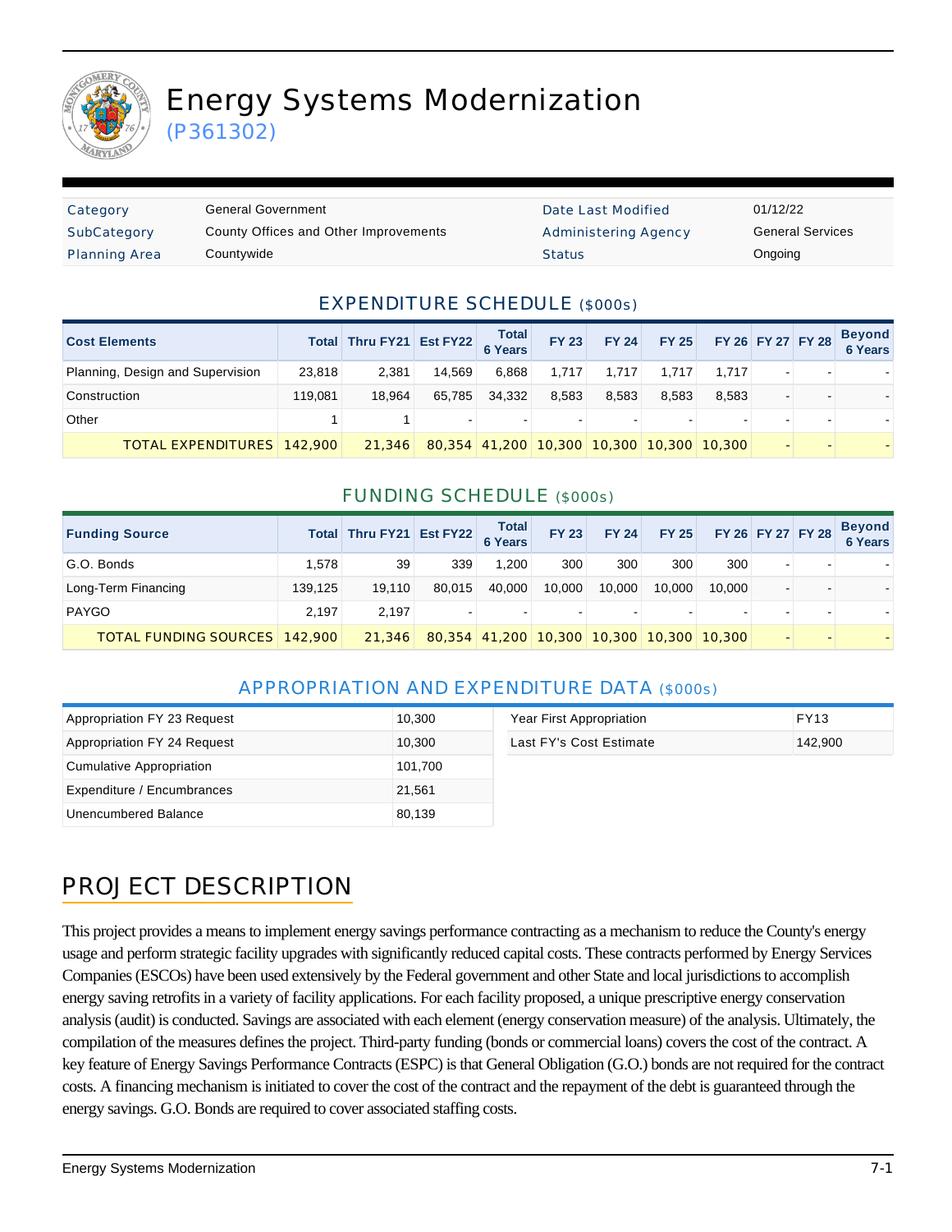# Energy Systems Modernization

(P361302)

| Category | General Government | Date Last Modified | 01/12/22 |
|---|---|---|---|
| SubCategory | County Offices and Other Improvements | Administering Agency | General Services |
| Planning Area | Countywide | Status | Ongoing |

## EXPENDITURE SCHEDULE ($000s)

| Cost Elements | Total | Thru FY21 | Est FY22 | Total 6 Years | FY 23 | FY 24 | FY 25 | FY 26 | FY 27 | FY 28 | Beyond 6 Years |
|---|---|---|---|---|---|---|---|---|---|---|---|
| Planning, Design and Supervision | 23,818 | 2,381 | 14,569 | 6,868 | 1,717 | 1,717 | 1,717 | 1,717 | - | - | - |
| Construction | 119,081 | 18,964 | 65,785 | 34,332 | 8,583 | 8,583 | 8,583 | 8,583 | - | - | - |
| Other | 1 | 1 | - | - | - | - | - | - | - | - | - |
| TOTAL EXPENDITURES | 142,900 | 21,346 | 80,354 | 41,200 | 10,300 | 10,300 | 10,300 | 10,300 | - | - | - |

## FUNDING SCHEDULE ($000s)

| Funding Source | Total | Thru FY21 | Est FY22 | Total 6 Years | FY 23 | FY 24 | FY 25 | FY 26 | FY 27 | FY 28 | Beyond 6 Years |
|---|---|---|---|---|---|---|---|---|---|---|---|
| G.O. Bonds | 1,578 | 39 | 339 | 1,200 | 300 | 300 | 300 | 300 | - | - | - |
| Long-Term Financing | 139,125 | 19,110 | 80,015 | 40,000 | 10,000 | 10,000 | 10,000 | 10,000 | - | - | - |
| PAYGO | 2,197 | 2,197 | - | - | - | - | - | - | - | - | - |
| TOTAL FUNDING SOURCES | 142,900 | 21,346 | 80,354 | 41,200 | 10,300 | 10,300 | 10,300 | 10,300 | - | - | - |

## APPROPRIATION AND EXPENDITURE DATA ($000s)

| | |
|---|---|
| Appropriation FY 23 Request | 10,300 |
| Appropriation FY 24 Request | 10,300 |
| Cumulative Appropriation | 101,700 |
| Expenditure / Encumbrances | 21,561 |
| Unencumbered Balance | 80,139 |

| | |
|---|---|
| Year First Appropriation | FY13 |
| Last FY's Cost Estimate | 142,900 |

## PROJECT DESCRIPTION

This project provides a means to implement energy savings performance contracting as a mechanism to reduce the County's energy usage and perform strategic facility upgrades with significantly reduced capital costs. These contracts performed by Energy Services Companies (ESCOs) have been used extensively by the Federal government and other State and local jurisdictions to accomplish energy saving retrofits in a variety of facility applications. For each facility proposed, a unique prescriptive energy conservation analysis (audit) is conducted. Savings are associated with each element (energy conservation measure) of the analysis. Ultimately, the compilation of the measures defines the project. Third-party funding (bonds or commercial loans) covers the cost of the contract. A key feature of Energy Savings Performance Contracts (ESPC) is that General Obligation (G.O.) bonds are not required for the contract costs. A financing mechanism is initiated to cover the cost of the contract and the repayment of the debt is guaranteed through the energy savings. G.O. Bonds are required to cover associated staffing costs.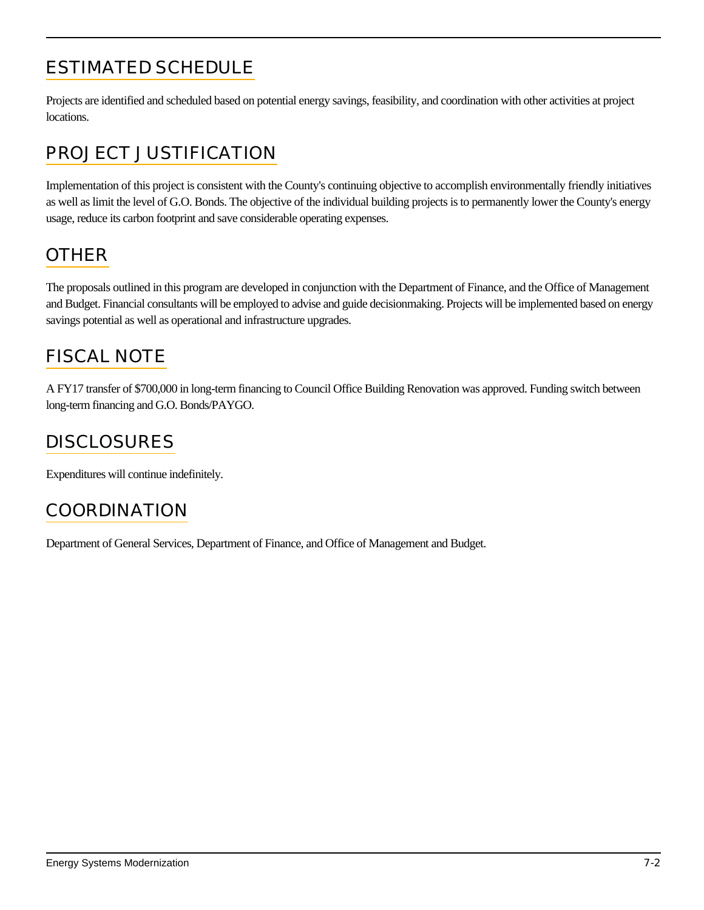## ESTIMATED SCHEDULE

Projects are identified and scheduled based on potential energy savings, feasibility, and coordination with other activities at project locations.

## PROJECT JUSTIFICATION

Implementation of this project is consistent with the County's continuing objective to accomplish environmentally friendly initiatives as well as limit the level of G.O. Bonds. The objective of the individual building projects is to permanently lower the County's energy usage, reduce its carbon footprint and save considerable operating expenses.

## OTHER

The proposals outlined in this program are developed in conjunction with the Department of Finance, and the Office of Management and Budget. Financial consultants will be employed to advise and guide decisionmaking. Projects will be implemented based on energy savings potential as well as operational and infrastructure upgrades.

## FISCAL NOTE

A FY17 transfer of $700,000 in long-term financing to Council Office Building Renovation was approved. Funding switch between long-term financing and G.O. Bonds/PAYGO.

## DISCLOSURES

Expenditures will continue indefinitely.

## COORDINATION

Department of General Services, Department of Finance, and Office of Management and Budget.